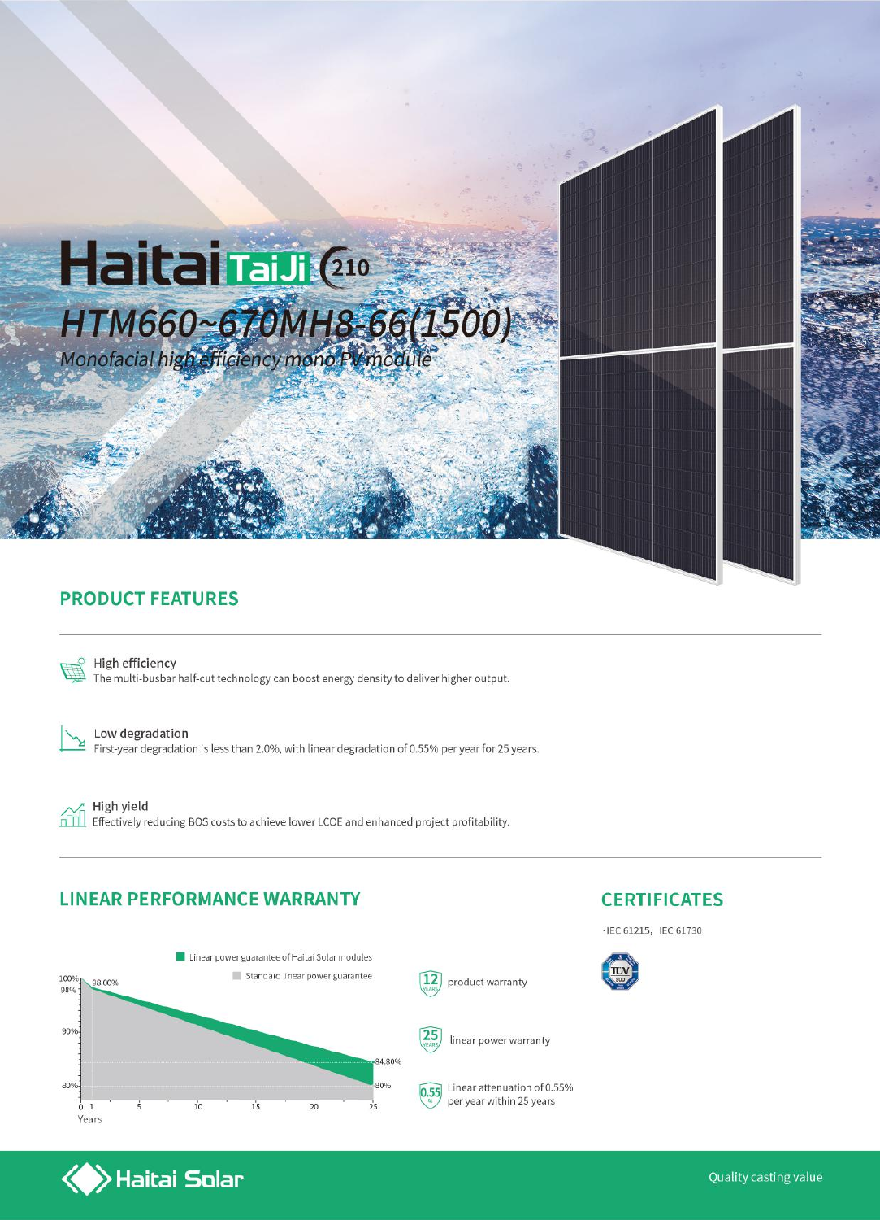# Haitai TaiJi 210

## HTM660~670MH8-66(1500)

*Monofacial high efficiency mono PV module*

## PRODUCT FEATURES

**High efficiency**
The multi-busbar half-cut technology can boost energy density to deliver higher output.

**Low degradation**
First-year degradation is less than 2.0%, with linear degradation of 0.55% per year for 25 years.

**High yield**
Effectively reducing BOS costs to achieve lower LCOE and enhanced project profitability.

## LINEAR PERFORMANCE WARRANTY

Linear power guarantee of Haitai Solar modules

Standard linear power guarantee

100%, 98.00%, 84.80%, 80%

Years

12 YEARS product warranty

25 YEARS linear power warranty

0.55% Linear attenuation of 0.55% per year within 25 years

## CERTIFICATES

· IEC 61215, IEC 61730

Haitai Solar

Quality casting value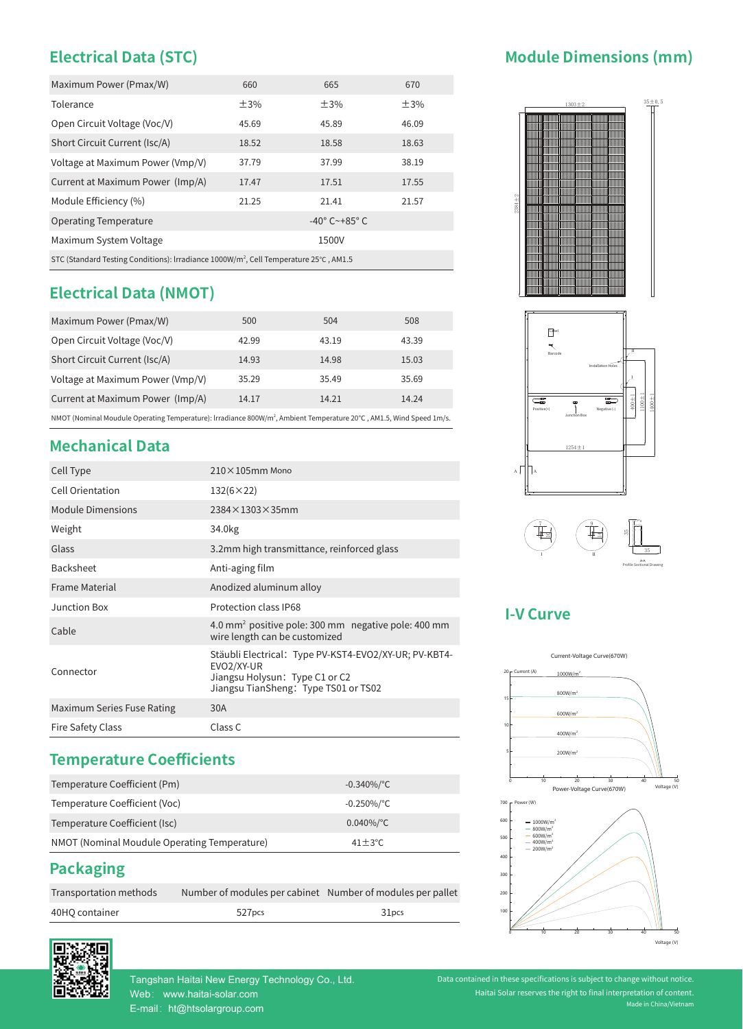## Electrical Data (STC)

| | | | |
|---|---|---|---|
| Maximum Power (Pmax/W) | 660 | 665 | 670 |
| Tolerance | ±3% | ±3% | ±3% |
| Open Circuit Voltage (Voc/V) | 45.69 | 45.89 | 46.09 |
| Short Circuit Current (Isc/A) | 18.52 | 18.58 | 18.63 |
| Voltage at Maximum Power (Vmp/V) | 37.79 | 37.99 | 38.19 |
| Current at Maximum Power (Imp/A) | 17.47 | 17.51 | 17.55 |
| Module Efficiency (%) | 21.25 | 21.41 | 21.57 |
| Operating Temperature | -40° C~+85° C | | |
| Maximum System Voltage | 1500V | | |

STC (Standard Testing Conditions): Irradiance 1000W/m², Cell Temperature 25℃ , AM1.5

## Electrical Data (NMOT)

| | | | |
|---|---|---|---|
| Maximum Power (Pmax/W) | 500 | 504 | 508 |
| Open Circuit Voltage (Voc/V) | 42.99 | 43.19 | 43.39 |
| Short Circuit Current (Isc/A) | 14.93 | 14.98 | 15.03 |
| Voltage at Maximum Power (Vmp/V) | 35.29 | 35.49 | 35.69 |
| Current at Maximum Power (Imp/A) | 14.17 | 14.21 | 14.24 |

NMOT (Nominal Moudule Operating Temperature): Irradiance 800W/m², Ambient Temperature 20°C , AM1.5, Wind Speed 1m/s.

## Mechanical Data

| | |
|---|---|
| Cell Type | 210×105mm Mono |
| Cell Orientation | 132(6×22) |
| Module Dimensions | 2384×1303×35mm |
| Weight | 34.0kg |
| Glass | 3.2mm high transmittance, reinforced glass |
| Backsheet | Anti-aging film |
| Frame Material | Anodized aluminum alloy |
| Junction Box | Protection class IP68 |
| Cable | 4.0 mm² positive pole: 300 mm negative pole: 400 mm wire length can be customized |
| Connector | Stäubli Electrical：Type PV-KST4-EVO2/XY-UR; PV-KBT4-EVO2/XY-UR<br>Jiangsu Holysun：Type C1 or C2<br>Jiangsu TianSheng：Type TS01 or TS02 |
| Maximum Series Fuse Rating | 30A |
| Fire Safety Class | Class C |

## Temperature Coefficients

| | |
|---|---|
| Temperature Coefficient (Pm) | -0.340%/°C |
| Temperature Coefficient (Voc) | -0.250%/°C |
| Temperature Coefficient (Isc) | 0.040%/°C |
| NMOT (Nominal Moudule Operating Temperature) | 41±3°C |

## Packaging

| Transportation methods | Number of modules per cabinet | Number of modules per pallet |
|---|---|---|
| 40HQ container | 527pcs | 31pcs |

## Module Dimensions (mm)

1303±2

35±0.5

2384±2

Label

Barcode

Installation Holes

Positive(+)

Junction Box

Negative (-)

400±1

1100±1

1400±1

1254±1

A

A

I

II

35

35

A-A

Profile Sectional Drawing

## I-V Curve

Current-Voltage Curve(670W)

Current (A)

1000W/m²

800W/m²

600W/m²

400W/m²

200W/m²

20

15

10

5

0

10

20

30

40

50

Voltage (V)

Power-Voltage Curve(670W)

Power (W)

700

600

500

400

300

200

100

1000W/m²

800W/m²

600W/m²

400W/m²

200W/m²

0

10

20

30

40

50

Voltage (V)

Tangshan Haitai New Energy Technology Co., Ltd.

Web：www.haitai-solar.com

E-mail：ht@htsolargroup.com

Data contained in these specifications is subject to change without notice.

Haitai Solar reserves the right to final interpretation of content.

Made in China/Vietnam